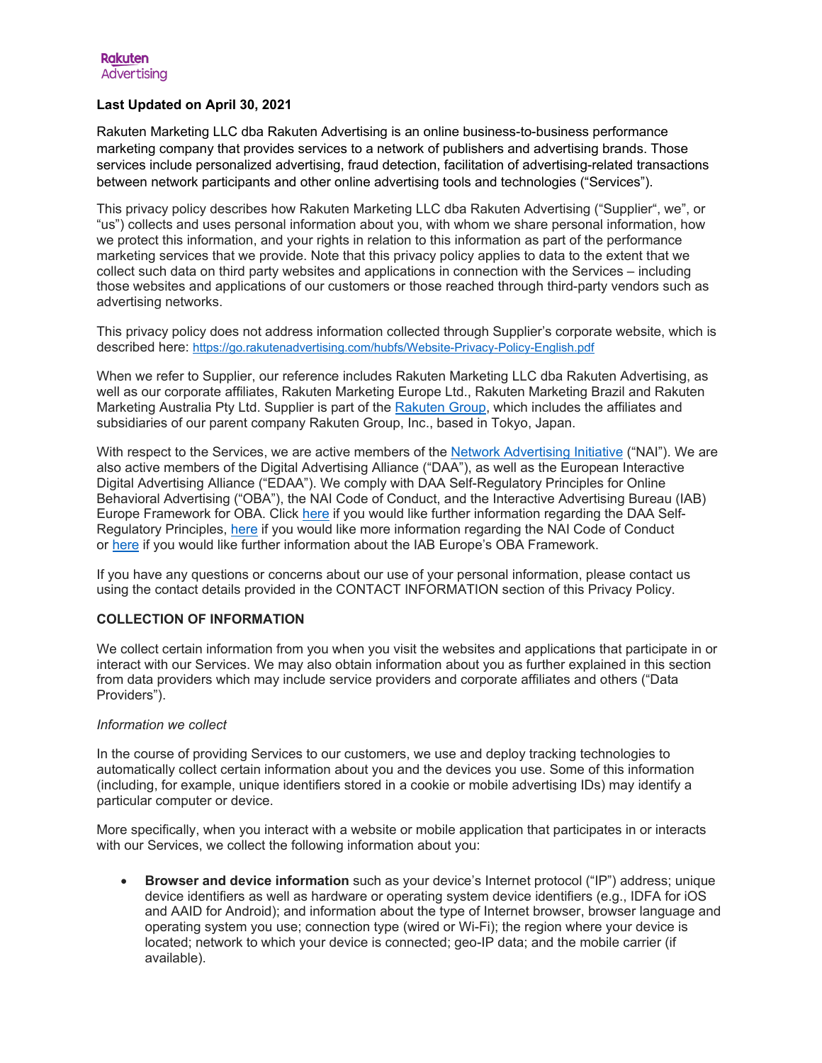Rakuten Advertising

**Last Updated on April 30, 2021**

Rakuten Marketing LLC dba Rakuten Advertising is an online business-to-business performance marketing company that provides services to a network of publishers and advertising brands. Those services include personalized advertising, fraud detection, facilitation of advertising-related transactions between network participants and other online advertising tools and technologies ("Services").

This privacy policy describes how Rakuten Marketing LLC dba Rakuten Advertising ("Supplier", we", or "us") collects and uses personal information about you, with whom we share personal information, how we protect this information, and your rights in relation to this information as part of the performance marketing services that we provide. Note that this privacy policy applies to data to the extent that we collect such data on third party websites and applications in connection with the Services – including those websites and applications of our customers or those reached through third-party vendors such as advertising networks.

This privacy policy does not address information collected through Supplier's corporate website, which is described here: https://go.rakutenadvertising.com/hubfs/Website-Privacy-Policy-English.pdf

When we refer to Supplier, our reference includes Rakuten Marketing LLC dba Rakuten Advertising, as well as our corporate affiliates, Rakuten Marketing Europe Ltd., Rakuten Marketing Brazil and Rakuten Marketing Australia Pty Ltd. Supplier is part of the Rakuten Group, which includes the affiliates and subsidiaries of our parent company Rakuten Group, Inc., based in Tokyo, Japan.

With respect to the Services, we are active members of the Network Advertising Initiative ("NAI"). We are also active members of the Digital Advertising Alliance ("DAA"), as well as the European Interactive Digital Advertising Alliance ("EDAA"). We comply with DAA Self-Regulatory Principles for Online Behavioral Advertising ("OBA"), the NAI Code of Conduct, and the Interactive Advertising Bureau (IAB) Europe Framework for OBA. Click here if you would like further information regarding the DAA Self-Regulatory Principles, here if you would like more information regarding the NAI Code of Conduct or here if you would like further information about the IAB Europe's OBA Framework.

If you have any questions or concerns about our use of your personal information, please contact us using the contact details provided in the CONTACT INFORMATION section of this Privacy Policy.

## COLLECTION OF INFORMATION

We collect certain information from you when you visit the websites and applications that participate in or interact with our Services. We may also obtain information about you as further explained in this section from data providers which may include service providers and corporate affiliates and others ("Data Providers").

*Information we collect*

In the course of providing Services to our customers, we use and deploy tracking technologies to automatically collect certain information about you and the devices you use. Some of this information (including, for example, unique identifiers stored in a cookie or mobile advertising IDs) may identify a particular computer or device.

More specifically, when you interact with a website or mobile application that participates in or interacts with our Services, we collect the following information about you:

- **Browser and device information** such as your device's Internet protocol ("IP") address; unique device identifiers as well as hardware or operating system device identifiers (e.g., IDFA for iOS and AAID for Android); and information about the type of Internet browser, browser language and operating system you use; connection type (wired or Wi-Fi); the region where your device is located; network to which your device is connected; geo-IP data; and the mobile carrier (if available).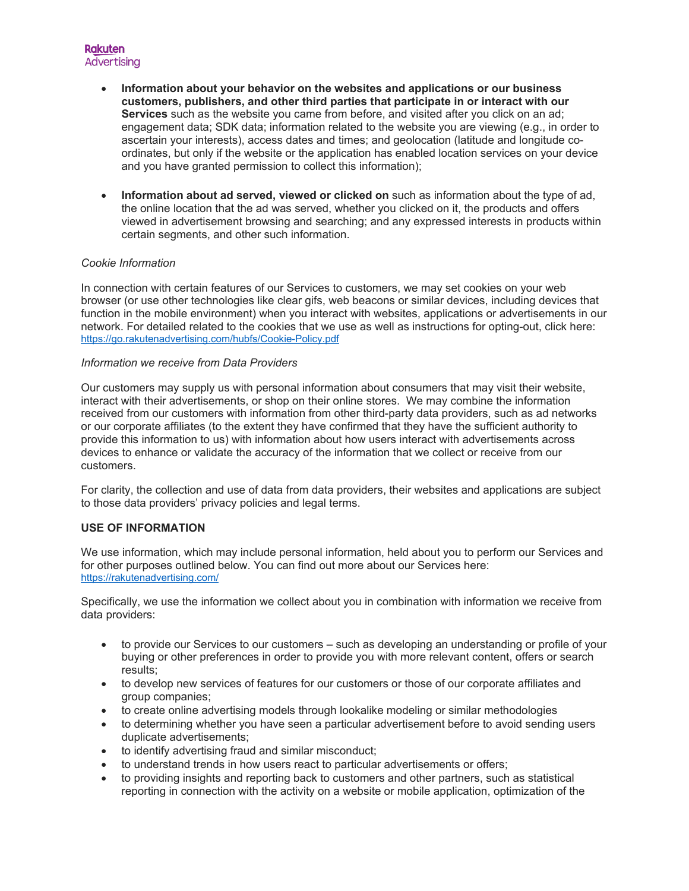- **Information about your behavior on the websites and applications or our business customers, publishers, and other third parties that participate in or interact with our Services** such as the website you came from before, and visited after you click on an ad; engagement data; SDK data; information related to the website you are viewing (e.g., in order to ascertain your interests), access dates and times; and geolocation (latitude and longitude co-ordinates, but only if the website or the application has enabled location services on your device and you have granted permission to collect this information);

- **Information about ad served, viewed or clicked on** such as information about the type of ad, the online location that the ad was served, whether you clicked on it, the products and offers viewed in advertisement browsing and searching; and any expressed interests in products within certain segments, and other such information.

*Cookie Information*

In connection with certain features of our Services to customers, we may set cookies on your web browser (or use other technologies like clear gifs, web beacons or similar devices, including devices that function in the mobile environment) when you interact with websites, applications or advertisements in our network. For detailed related to the cookies that we use as well as instructions for opting-out, click here: https://go.rakutenadvertising.com/hubfs/Cookie-Policy.pdf

*Information we receive from Data Providers*

Our customers may supply us with personal information about consumers that may visit their website, interact with their advertisements, or shop on their online stores. We may combine the information received from our customers with information from other third-party data providers, such as ad networks or our corporate affiliates (to the extent they have confirmed that they have the sufficient authority to provide this information to us) with information about how users interact with advertisements across devices to enhance or validate the accuracy of the information that we collect or receive from our customers.

For clarity, the collection and use of data from data providers, their websites and applications are subject to those data providers' privacy policies and legal terms.

**USE OF INFORMATION**

We use information, which may include personal information, held about you to perform our Services and for other purposes outlined below. You can find out more about our Services here: https://rakutenadvertising.com/

Specifically, we use the information we collect about you in combination with information we receive from data providers:

- to provide our Services to our customers – such as developing an understanding or profile of your buying or other preferences in order to provide you with more relevant content, offers or search results;
- to develop new services of features for our customers or those of our corporate affiliates and group companies;
- to create online advertising models through lookalike modeling or similar methodologies
- to determining whether you have seen a particular advertisement before to avoid sending users duplicate advertisements;
- to identify advertising fraud and similar misconduct;
- to understand trends in how users react to particular advertisements or offers;
- to providing insights and reporting back to customers and other partners, such as statistical reporting in connection with the activity on a website or mobile application, optimization of the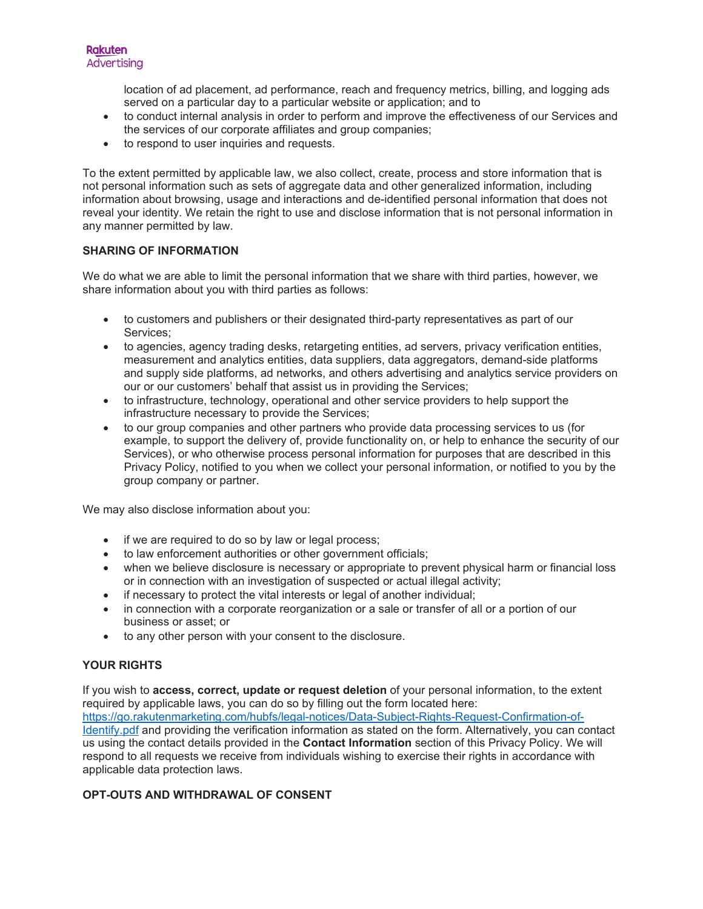location of ad placement, ad performance, reach and frequency metrics, billing, and logging ads served on a particular day to a particular website or application; and to

- to conduct internal analysis in order to perform and improve the effectiveness of our Services and the services of our corporate affiliates and group companies;
- to respond to user inquiries and requests.

To the extent permitted by applicable law, we also collect, create, process and store information that is not personal information such as sets of aggregate data and other generalized information, including information about browsing, usage and interactions and de-identified personal information that does not reveal your identity. We retain the right to use and disclose information that is not personal information in any manner permitted by law.

## SHARING OF INFORMATION

We do what we are able to limit the personal information that we share with third parties, however, we share information about you with third parties as follows:

- to customers and publishers or their designated third-party representatives as part of our Services;
- to agencies, agency trading desks, retargeting entities, ad servers, privacy verification entities, measurement and analytics entities, data suppliers, data aggregators, demand-side platforms and supply side platforms, ad networks, and others advertising and analytics service providers on our or our customers' behalf that assist us in providing the Services;
- to infrastructure, technology, operational and other service providers to help support the infrastructure necessary to provide the Services;
- to our group companies and other partners who provide data processing services to us (for example, to support the delivery of, provide functionality on, or help to enhance the security of our Services), or who otherwise process personal information for purposes that are described in this Privacy Policy, notified to you when we collect your personal information, or notified to you by the group company or partner.

We may also disclose information about you:

- if we are required to do so by law or legal process;
- to law enforcement authorities or other government officials;
- when we believe disclosure is necessary or appropriate to prevent physical harm or financial loss or in connection with an investigation of suspected or actual illegal activity;
- if necessary to protect the vital interests or legal of another individual;
- in connection with a corporate reorganization or a sale or transfer of all or a portion of our business or asset; or
- to any other person with your consent to the disclosure.

## YOUR RIGHTS

If you wish to **access, correct, update or request deletion** of your personal information, to the extent required by applicable laws, you can do so by filling out the form located here: [https://go.rakutenmarketing.com/hubfs/legal-notices/Data-Subject-Rights-Request-Confirmation-of-Identify.pdf](https://go.rakutenmarketing.com/hubfs/legal-notices/Data-Subject-Rights-Request-Confirmation-of-Identify.pdf) and providing the verification information as stated on the form. Alternatively, you can contact us using the contact details provided in the **Contact Information** section of this Privacy Policy. We will respond to all requests we receive from individuals wishing to exercise their rights in accordance with applicable data protection laws.

## OPT-OUTS AND WITHDRAWAL OF CONSENT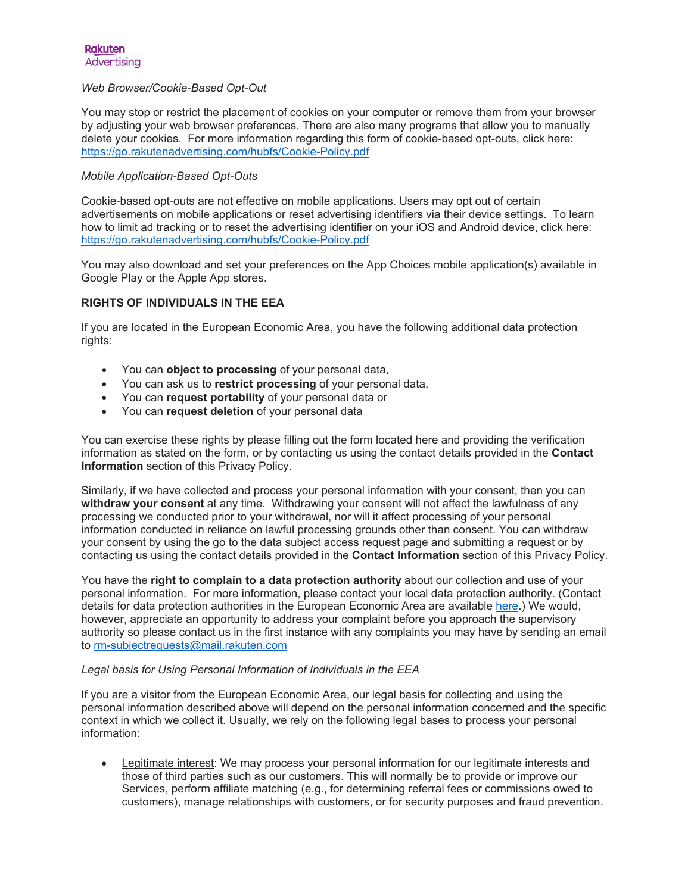*Web Browser/Cookie-Based Opt-Out*

You may stop or restrict the placement of cookies on your computer or remove them from your browser by adjusting your web browser preferences. There are also many programs that allow you to manually delete your cookies. For more information regarding this form of cookie-based opt-outs, click here: https://go.rakutenadvertising.com/hubfs/Cookie-Policy.pdf

*Mobile Application-Based Opt-Outs*

Cookie-based opt-outs are not effective on mobile applications. Users may opt out of certain advertisements on mobile applications or reset advertising identifiers via their device settings. To learn how to limit ad tracking or to reset the advertising identifier on your iOS and Android device, click here: https://go.rakutenadvertising.com/hubfs/Cookie-Policy.pdf

You may also download and set your preferences on the App Choices mobile application(s) available in Google Play or the Apple App stores.

**RIGHTS OF INDIVIDUALS IN THE EEA**

If you are located in the European Economic Area, you have the following additional data protection rights:

- You can **object to processing** of your personal data,
- You can ask us to **restrict processing** of your personal data,
- You can **request portability** of your personal data or
- You can **request deletion** of your personal data

You can exercise these rights by please filling out the form located here and providing the verification information as stated on the form, or by contacting us using the contact details provided in the **Contact Information** section of this Privacy Policy.

Similarly, if we have collected and process your personal information with your consent, then you can **withdraw your consent** at any time. Withdrawing your consent will not affect the lawfulness of any processing we conducted prior to your withdrawal, nor will it affect processing of your personal information conducted in reliance on lawful processing grounds other than consent. You can withdraw your consent by using the go to the data subject access request page and submitting a request or by contacting us using the contact details provided in the **Contact Information** section of this Privacy Policy.

You have the **right to complain to a data protection authority** about our collection and use of your personal information. For more information, please contact your local data protection authority. (Contact details for data protection authorities in the European Economic Area are available here.) We would, however, appreciate an opportunity to address your complaint before you approach the supervisory authority so please contact us in the first instance with any complaints you may have by sending an email to rm-subjectrequests@mail.rakuten.com

*Legal basis for Using Personal Information of Individuals in the EEA*

If you are a visitor from the European Economic Area, our legal basis for collecting and using the personal information described above will depend on the personal information concerned and the specific context in which we collect it. Usually, we rely on the following legal bases to process your personal information:

- Legitimate interest: We may process your personal information for our legitimate interests and those of third parties such as our customers. This will normally be to provide or improve our Services, perform affiliate matching (e.g., for determining referral fees or commissions owed to customers), manage relationships with customers, or for security purposes and fraud prevention.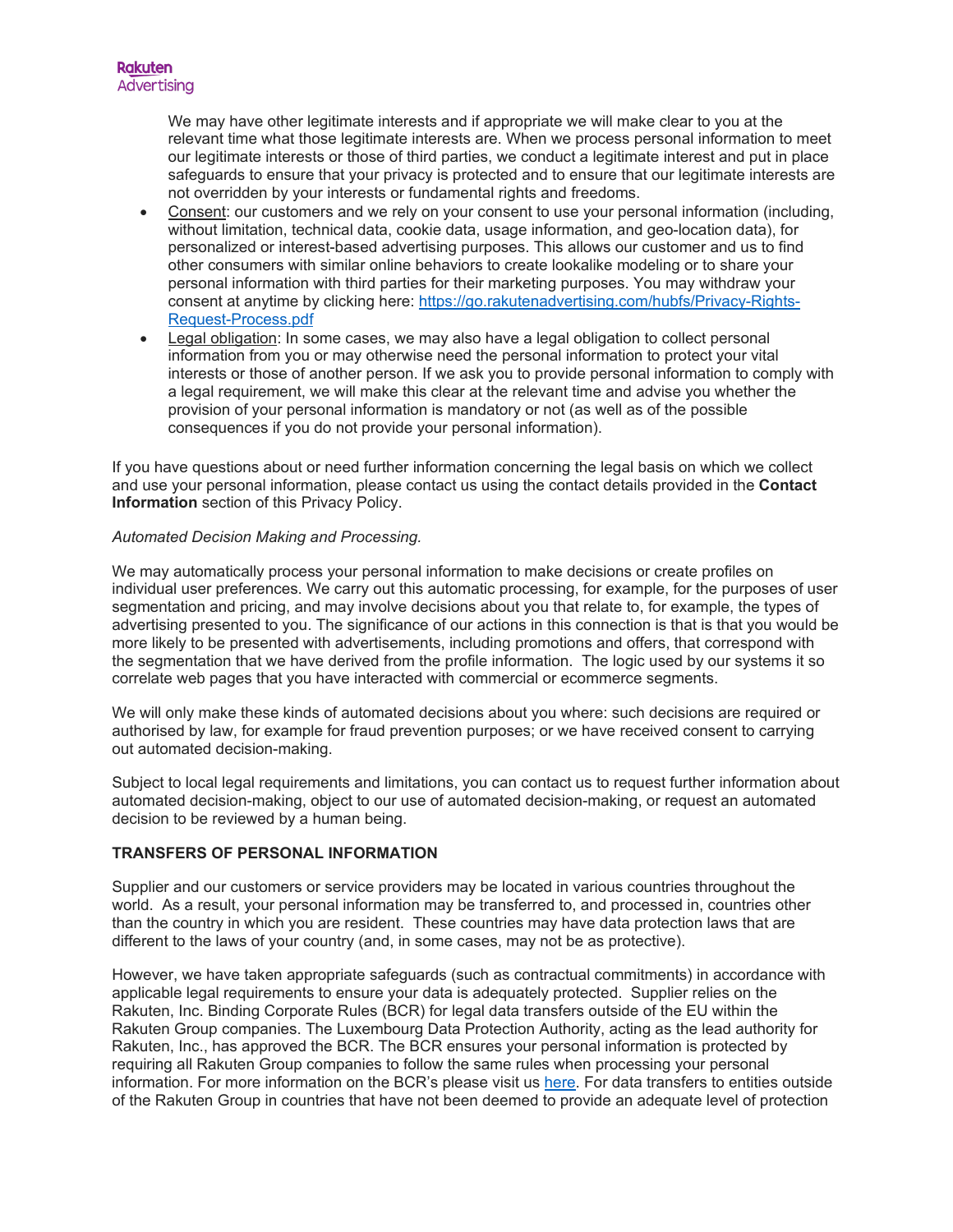We may have other legitimate interests and if appropriate we will make clear to you at the relevant time what those legitimate interests are. When we process personal information to meet our legitimate interests or those of third parties, we conduct a legitimate interest and put in place safeguards to ensure that your privacy is protected and to ensure that our legitimate interests are not overridden by your interests or fundamental rights and freedoms.

- Consent: our customers and we rely on your consent to use your personal information (including, without limitation, technical data, cookie data, usage information, and geo-location data), for personalized or interest-based advertising purposes. This allows our customer and us to find other consumers with similar online behaviors to create lookalike modeling or to share your personal information with third parties for their marketing purposes. You may withdraw your consent at anytime by clicking here: [https://go.rakutenadvertising.com/hubfs/Privacy-Rights-Request-Process.pdf](https://go.rakutenadvertising.com/hubfs/Privacy-Rights-Request-Process.pdf)
- Legal obligation: In some cases, we may also have a legal obligation to collect personal information from you or may otherwise need the personal information to protect your vital interests or those of another person. If we ask you to provide personal information to comply with a legal requirement, we will make this clear at the relevant time and advise you whether the provision of your personal information is mandatory or not (as well as of the possible consequences if you do not provide your personal information).

If you have questions about or need further information concerning the legal basis on which we collect and use your personal information, please contact us using the contact details provided in the **Contact Information** section of this Privacy Policy.

*Automated Decision Making and Processing.*

We may automatically process your personal information to make decisions or create profiles on individual user preferences. We carry out this automatic processing, for example, for the purposes of user segmentation and pricing, and may involve decisions about you that relate to, for example, the types of advertising presented to you. The significance of our actions in this connection is that is that you would be more likely to be presented with advertisements, including promotions and offers, that correspond with the segmentation that we have derived from the profile information. The logic used by our systems it so correlate web pages that you have interacted with commercial or ecommerce segments.

We will only make these kinds of automated decisions about you where: such decisions are required or authorised by law, for example for fraud prevention purposes; or we have received consent to carrying out automated decision-making.

Subject to local legal requirements and limitations, you can contact us to request further information about automated decision-making, object to our use of automated decision-making, or request an automated decision to be reviewed by a human being.

**TRANSFERS OF PERSONAL INFORMATION**

Supplier and our customers or service providers may be located in various countries throughout the world. As a result, your personal information may be transferred to, and processed in, countries other than the country in which you are resident. These countries may have data protection laws that are different to the laws of your country (and, in some cases, may not be as protective).

However, we have taken appropriate safeguards (such as contractual commitments) in accordance with applicable legal requirements to ensure your data is adequately protected. Supplier relies on the Rakuten, Inc. Binding Corporate Rules (BCR) for legal data transfers outside of the EU within the Rakuten Group companies. The Luxembourg Data Protection Authority, acting as the lead authority for Rakuten, Inc., has approved the BCR. The BCR ensures your personal information is protected by requiring all Rakuten Group companies to follow the same rules when processing your personal information. For more information on the BCR's please visit us here. For data transfers to entities outside of the Rakuten Group in countries that have not been deemed to provide an adequate level of protection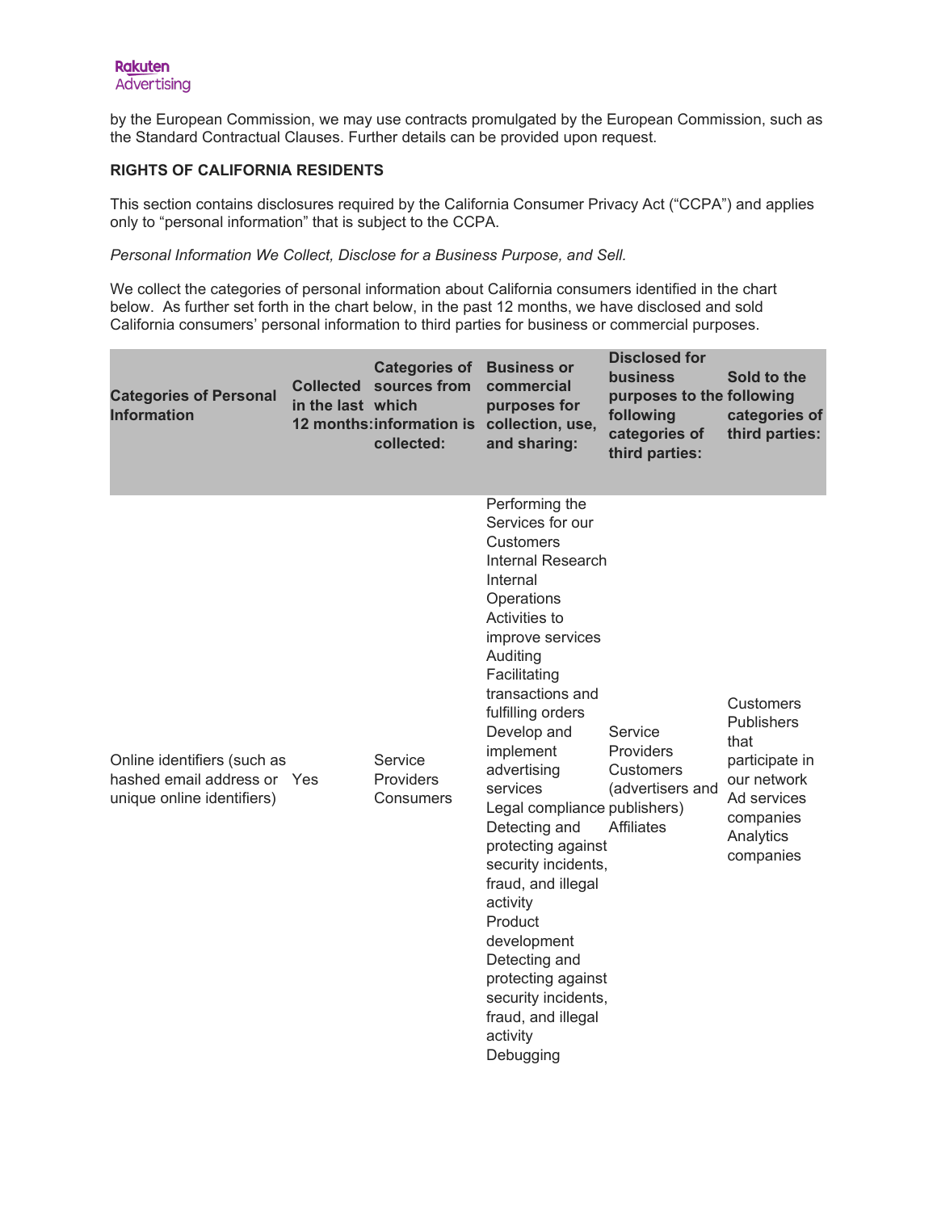by the European Commission, we may use contracts promulgated by the European Commission, such as the Standard Contractual Clauses. Further details can be provided upon request.

**RIGHTS OF CALIFORNIA RESIDENTS**

This section contains disclosures required by the California Consumer Privacy Act ("CCPA") and applies only to "personal information" that is subject to the CCPA.

*Personal Information We Collect, Disclose for a Business Purpose, and Sell.*

We collect the categories of personal information about California consumers identified in the chart below. As further set forth in the chart below, in the past 12 months, we have disclosed and sold California consumers' personal information to third parties for business or commercial purposes.

| Categories of Personal Information | Collected in the last 12 months: | Categories of sources from which information is collected: | Business or commercial purposes for collection, use, and sharing: | Disclosed for business purposes to the following categories of third parties: | Sold to the following categories of third parties: |
|---|---|---|---|---|---|
| Online identifiers (such as hashed email address or unique online identifiers) | Yes | Service Providers<br>Consumers | Performing the Services for our Customers<br>Internal Research<br>Internal Operations<br>Activities to improve services<br>Auditing<br>Facilitating transactions and fulfilling orders<br>Develop and implement advertising services<br>Legal compliance<br>Detecting and protecting against security incidents, fraud, and illegal activity<br>Product development<br>Detecting and protecting against security incidents, fraud, and illegal activity<br>Debugging | Service Providers<br>Customers (advertisers and publishers)<br>Affiliates | Customers<br>Publishers that participate in our network<br>Ad services companies<br>Analytics companies |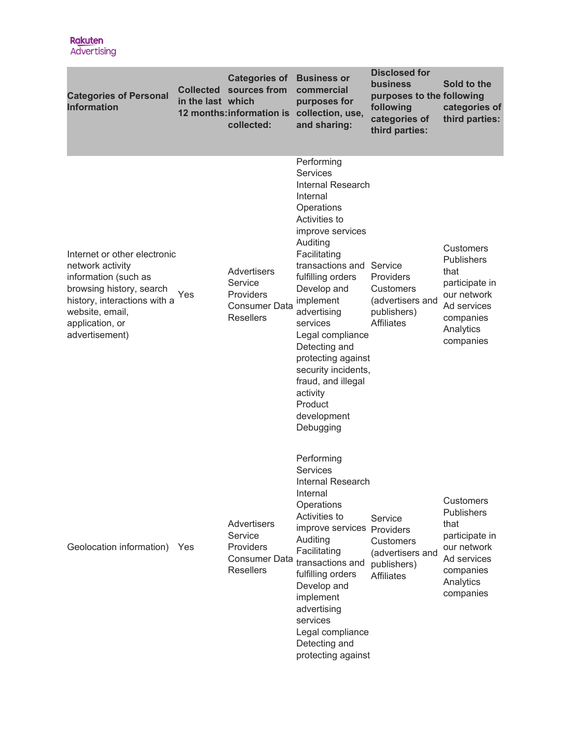| Categories of Personal Information | Collected in the last 12 months: | Categories of sources from which information is collected: | Business or commercial purposes for collection, use, and sharing: | Disclosed for business purposes to the following categories of third parties: | Sold to the following categories of third parties: |
|---|---|---|---|---|---|
| Internet or other electronic network activity information (such as browsing history, search history, interactions with a website, email, application, or advertisement) | Yes | Advertisers<br>Service Providers<br>Consumer Data Resellers | Performing Services<br>Internal Research<br>Internal Operations<br>Activities to improve services<br>Auditing<br>Facilitating transactions and fulfilling orders<br>Develop and implement advertising services<br>Legal compliance<br>Detecting and protecting against security incidents, fraud, and illegal activity<br>Product development<br>Debugging | Service Providers<br>Customers (advertisers and publishers)<br>Affiliates | Customers<br>Publishers that participate in our network<br>Ad services companies<br>Analytics companies |
| Geolocation information) | Yes | Advertisers<br>Service Providers<br>Consumer Data Resellers | Performing Services<br>Internal Research<br>Internal Operations<br>Activities to improve services<br>Auditing<br>Facilitating transactions and fulfilling orders<br>Develop and implement advertising services<br>Legal compliance<br>Detecting and protecting against | Service Providers<br>Customers (advertisers and publishers)<br>Affiliates | Customers<br>Publishers that participate in our network<br>Ad services companies<br>Analytics companies |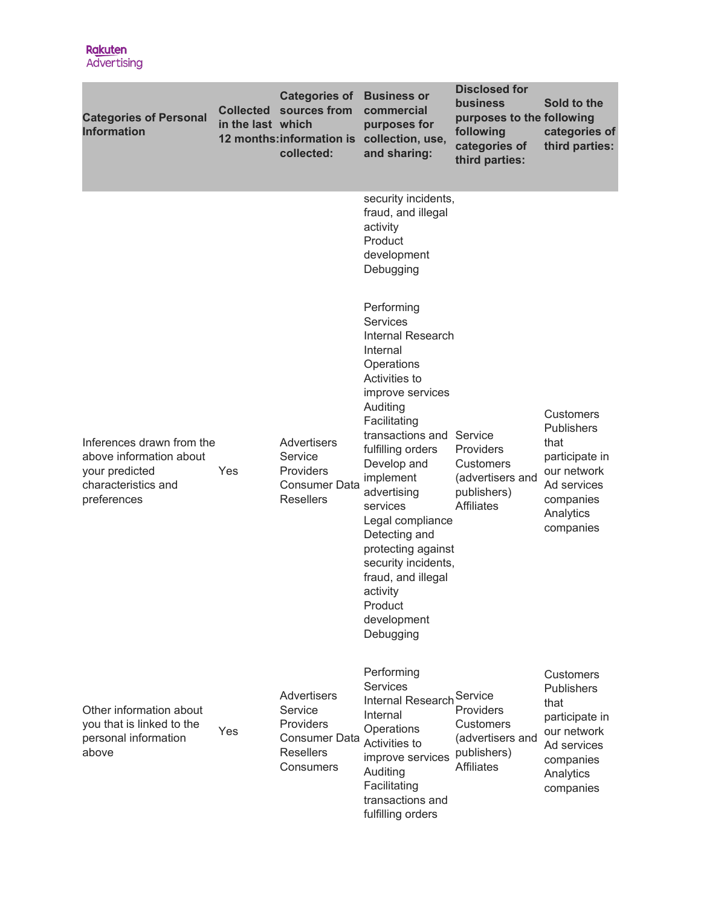| Categories of Personal Information | Collected in the last 12 months: | Categories of sources from which information is collected: | Business or commercial purposes for collection, use, and sharing: | Disclosed for business purposes to the following categories of third parties: | Sold to the following categories of third parties: |
|---|---|---|---|---|---|
| | | | security incidents, fraud, and illegal activity<br>Product development<br>Debugging | | |
| Inferences drawn from the above information about your predicted characteristics and preferences | Yes | Advertisers<br>Service Providers<br>Consumer Data Resellers | Performing Services<br>Internal Research<br>Internal Operations<br>Activities to improve services<br>Auditing<br>Facilitating transactions and fulfilling orders<br>Develop and implement advertising services<br>Legal compliance<br>Detecting and protecting against security incidents, fraud, and illegal activity<br>Product development<br>Debugging | Service Providers<br>Customers (advertisers and publishers)<br>Affiliates | Customers<br>Publishers that participate in our network<br>Ad services companies<br>Analytics companies |
| Other information about you that is linked to the personal information above | Yes | Advertisers<br>Service Providers<br>Consumer Data Resellers<br>Consumers | Performing Services<br>Internal Research<br>Internal Operations<br>Activities to improve services<br>Auditing<br>Facilitating transactions and fulfilling orders | Service Providers<br>Customers (advertisers and publishers)<br>Affiliates | Customers<br>Publishers that participate in our network<br>Ad services companies<br>Analytics companies |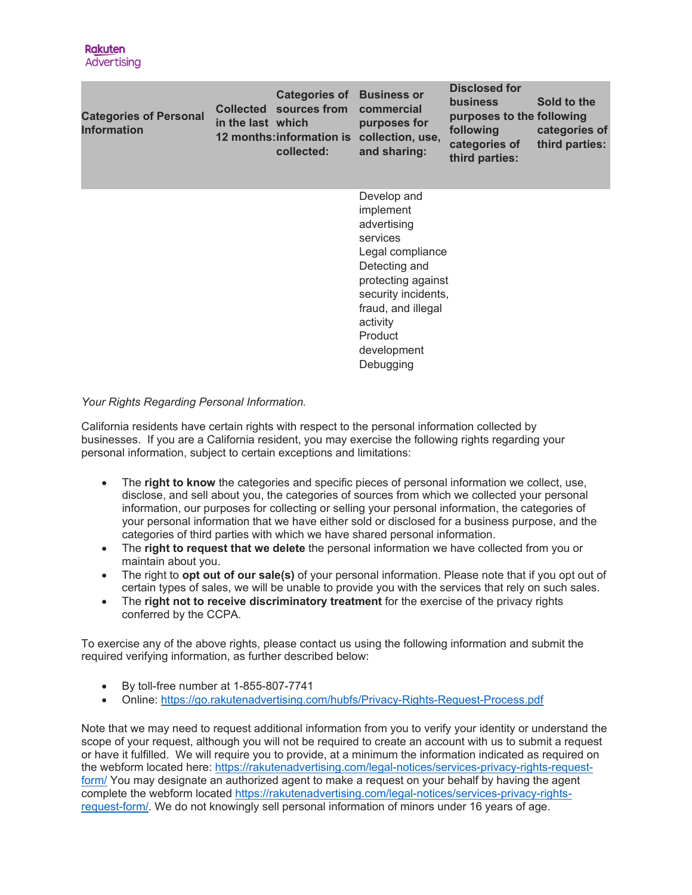| Categories of Personal Information | Collected in the last 12 months: | Categories of sources from which information is collected: | Business or commercial purposes for collection, use, and sharing: | Disclosed for business purposes to the following categories of third parties: | Sold to the following categories of third parties: |
|---|---|---|---|---|---|
| | | | Develop and implement advertising services<br>Legal compliance<br>Detecting and protecting against security incidents, fraud, and illegal activity<br>Product development<br>Debugging | | |

*Your Rights Regarding Personal Information.*

California residents have certain rights with respect to the personal information collected by businesses. If you are a California resident, you may exercise the following rights regarding your personal information, subject to certain exceptions and limitations:

- The **right to know** the categories and specific pieces of personal information we collect, use, disclose, and sell about you, the categories of sources from which we collected your personal information, our purposes for collecting or selling your personal information, the categories of your personal information that we have either sold or disclosed for a business purpose, and the categories of third parties with which we have shared personal information.
- The **right to request that we delete** the personal information we have collected from you or maintain about you.
- The right to **opt out of our sale(s)** of your personal information. Please note that if you opt out of certain types of sales, we will be unable to provide you with the services that rely on such sales.
- The **right not to receive discriminatory treatment** for the exercise of the privacy rights conferred by the CCPA.

To exercise any of the above rights, please contact us using the following information and submit the required verifying information, as further described below:

- By toll-free number at 1-855-807-7741
- Online: https://go.rakutenadvertising.com/hubfs/Privacy-Rights-Request-Process.pdf

Note that we may need to request additional information from you to verify your identity or understand the scope of your request, although you will not be required to create an account with us to submit a request or have it fulfilled. We will require you to provide, at a minimum the information indicated as required on the webform located here: https://rakutenadvertising.com/legal-notices/services-privacy-rights-request-form/ You may designate an authorized agent to make a request on your behalf by having the agent complete the webform located https://rakutenadvertising.com/legal-notices/services-privacy-rights-request-form/. We do not knowingly sell personal information of minors under 16 years of age.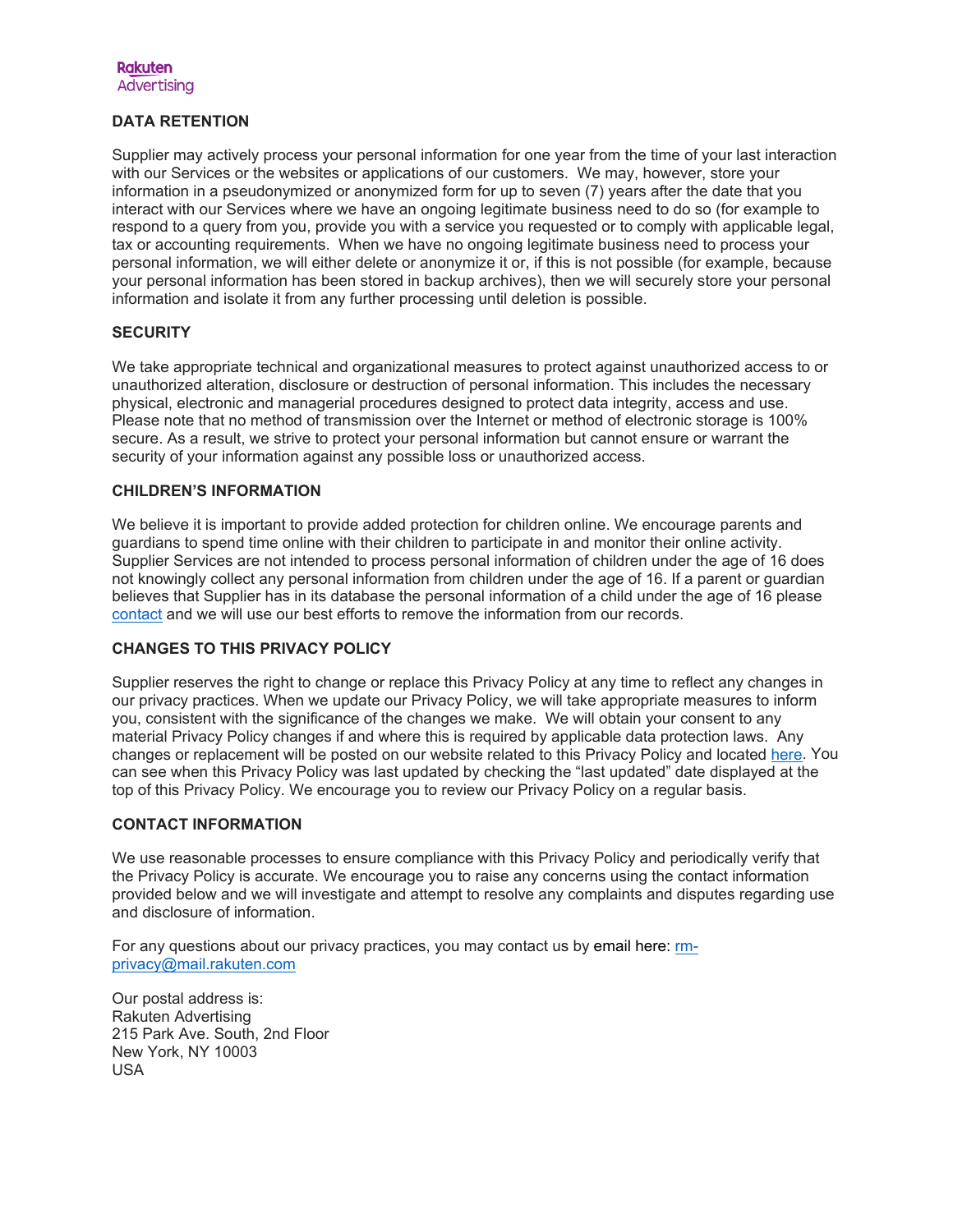## DATA RETENTION

Supplier may actively process your personal information for one year from the time of your last interaction with our Services or the websites or applications of our customers. We may, however, store your information in a pseudonymized or anonymized form for up to seven (7) years after the date that you interact with our Services where we have an ongoing legitimate business need to do so (for example to respond to a query from you, provide you with a service you requested or to comply with applicable legal, tax or accounting requirements. When we have no ongoing legitimate business need to process your personal information, we will either delete or anonymize it or, if this is not possible (for example, because your personal information has been stored in backup archives), then we will securely store your personal information and isolate it from any further processing until deletion is possible.

## SECURITY

We take appropriate technical and organizational measures to protect against unauthorized access to or unauthorized alteration, disclosure or destruction of personal information. This includes the necessary physical, electronic and managerial procedures designed to protect data integrity, access and use. Please note that no method of transmission over the Internet or method of electronic storage is 100% secure. As a result, we strive to protect your personal information but cannot ensure or warrant the security of your information against any possible loss or unauthorized access.

## CHILDREN'S INFORMATION

We believe it is important to provide added protection for children online. We encourage parents and guardians to spend time online with their children to participate in and monitor their online activity. Supplier Services are not intended to process personal information of children under the age of 16 does not knowingly collect any personal information from children under the age of 16. If a parent or guardian believes that Supplier has in its database the personal information of a child under the age of 16 please contact and we will use our best efforts to remove the information from our records.

## CHANGES TO THIS PRIVACY POLICY

Supplier reserves the right to change or replace this Privacy Policy at any time to reflect any changes in our privacy practices. When we update our Privacy Policy, we will take appropriate measures to inform you, consistent with the significance of the changes we make. We will obtain your consent to any material Privacy Policy changes if and where this is required by applicable data protection laws. Any changes or replacement will be posted on our website related to this Privacy Policy and located here. You can see when this Privacy Policy was last updated by checking the "last updated" date displayed at the top of this Privacy Policy. We encourage you to review our Privacy Policy on a regular basis.

## CONTACT INFORMATION

We use reasonable processes to ensure compliance with this Privacy Policy and periodically verify that the Privacy Policy is accurate. We encourage you to raise any concerns using the contact information provided below and we will investigate and attempt to resolve any complaints and disputes regarding use and disclosure of information.

For any questions about our privacy practices, you may contact us by email here: rm-privacy@mail.rakuten.com

Our postal address is:
Rakuten Advertising
215 Park Ave. South, 2nd Floor
New York, NY 10003
USA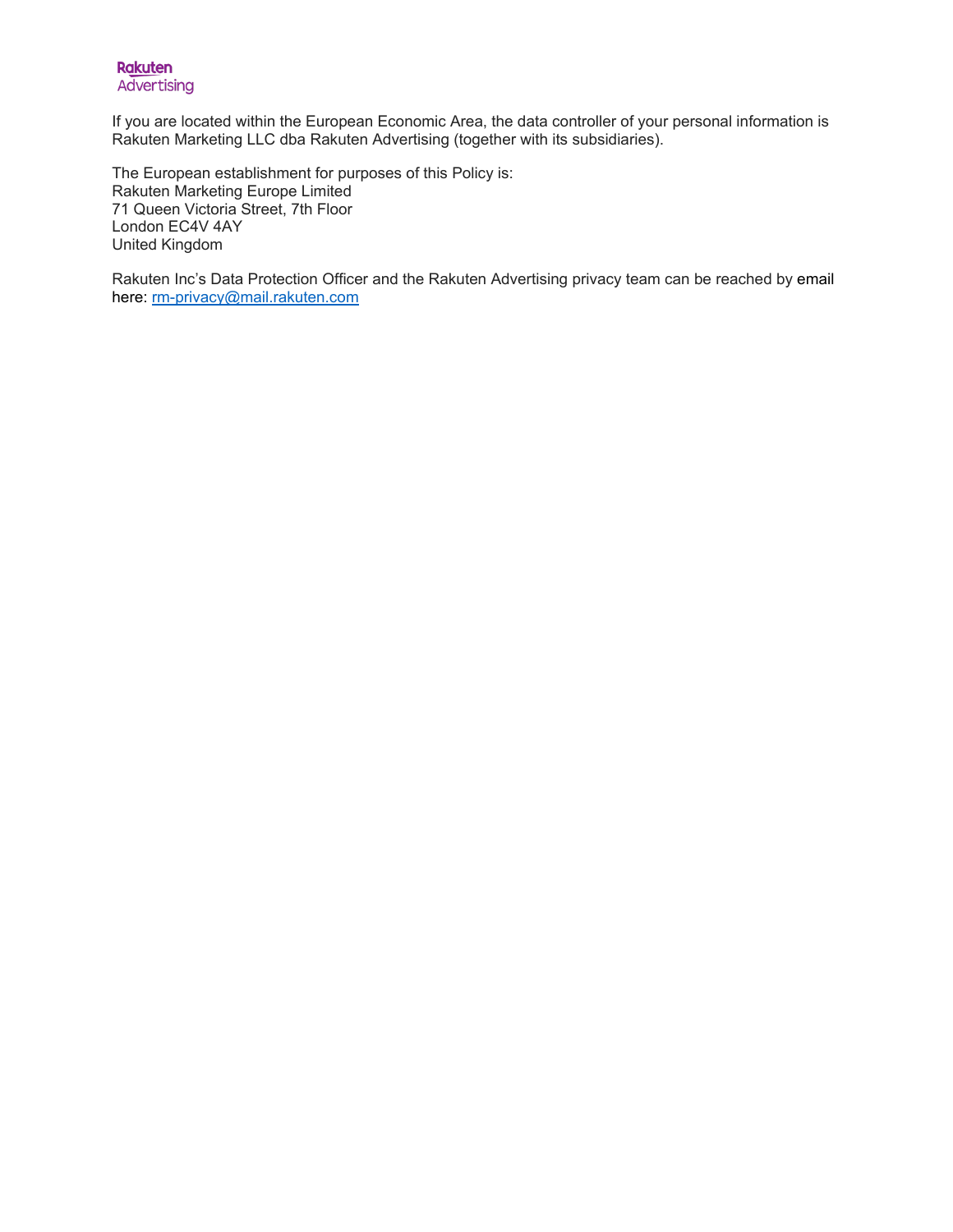If you are located within the European Economic Area, the data controller of your personal information is Rakuten Marketing LLC dba Rakuten Advertising (together with its subsidiaries).

The European establishment for purposes of this Policy is:
Rakuten Marketing Europe Limited
71 Queen Victoria Street, 7th Floor
London EC4V 4AY
United Kingdom

Rakuten Inc's Data Protection Officer and the Rakuten Advertising privacy team can be reached by email here: rm-privacy@mail.rakuten.com